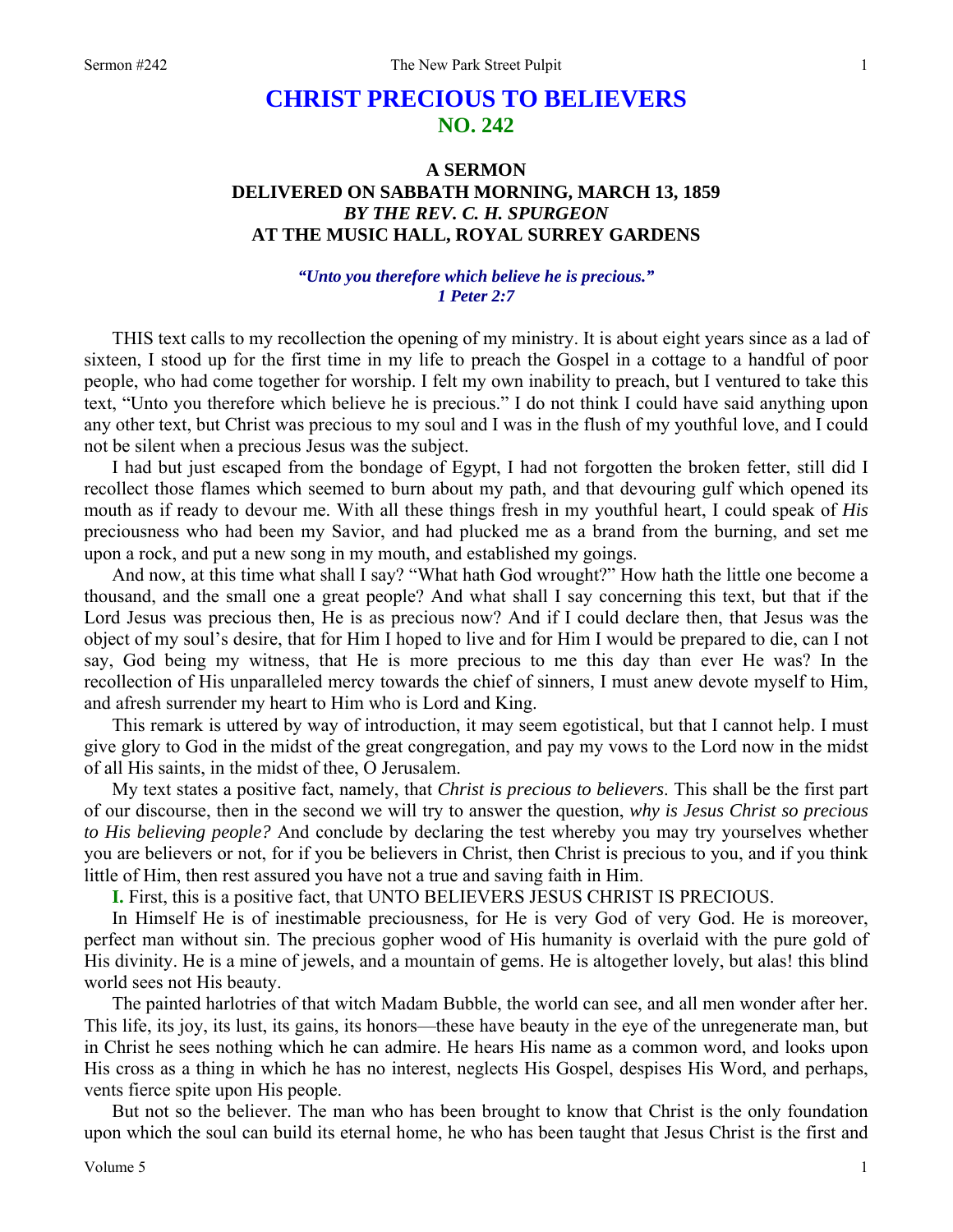# CHRIST PRECIOUS TO BELIEVERS
## NO. 242

### A SERMON
### DELIVERED ON SABBATH MORNING, MARCH 13, 1859
### *BY THE REV. C. H. SPURGEON*
### AT THE MUSIC HALL, ROYAL SURREY GARDENS

***"Unto you therefore which believe he is precious." 1 Peter 2:7***

THIS text calls to my recollection the opening of my ministry. It is about eight years since as a lad of sixteen, I stood up for the first time in my life to preach the Gospel in a cottage to a handful of poor people, who had come together for worship. I felt my own inability to preach, but I ventured to take this text, "Unto you therefore which believe he is precious." I do not think I could have said anything upon any other text, but Christ was precious to my soul and I was in the flush of my youthful love, and I could not be silent when a precious Jesus was the subject.

I had but just escaped from the bondage of Egypt, I had not forgotten the broken fetter, still did I recollect those flames which seemed to burn about my path, and that devouring gulf which opened its mouth as if ready to devour me. With all these things fresh in my youthful heart, I could speak of *His* preciousness who had been my Savior, and had plucked me as a brand from the burning, and set me upon a rock, and put a new song in my mouth, and established my goings.

And now, at this time what shall I say? "What hath God wrought?" How hath the little one become a thousand, and the small one a great people? And what shall I say concerning this text, but that if the Lord Jesus was precious then, He is as precious now? And if I could declare then, that Jesus was the object of my soul's desire, that for Him I hoped to live and for Him I would be prepared to die, can I not say, God being my witness, that He is more precious to me this day than ever He was? In the recollection of His unparalleled mercy towards the chief of sinners, I must anew devote myself to Him, and afresh surrender my heart to Him who is Lord and King.

This remark is uttered by way of introduction, it may seem egotistical, but that I cannot help. I must give glory to God in the midst of the great congregation, and pay my vows to the Lord now in the midst of all His saints, in the midst of thee, O Jerusalem.

My text states a positive fact, namely, that *Christ is precious to believers*. This shall be the first part of our discourse, then in the second we will try to answer the question, *why is Jesus Christ so precious to His believing people?* And conclude by declaring the test whereby you may try yourselves whether you are believers or not, for if you be believers in Christ, then Christ is precious to you, and if you think little of Him, then rest assured you have not a true and saving faith in Him.

**I.** First, this is a positive fact, that UNTO BELIEVERS JESUS CHRIST IS PRECIOUS.

In Himself He is of inestimable preciousness, for He is very God of very God. He is moreover, perfect man without sin. The precious gopher wood of His humanity is overlaid with the pure gold of His divinity. He is a mine of jewels, and a mountain of gems. He is altogether lovely, but alas! this blind world sees not His beauty.

The painted harlotries of that witch Madam Bubble, the world can see, and all men wonder after her. This life, its joy, its lust, its gains, its honors—these have beauty in the eye of the unregenerate man, but in Christ he sees nothing which he can admire. He hears His name as a common word, and looks upon His cross as a thing in which he has no interest, neglects His Gospel, despises His Word, and perhaps, vents fierce spite upon His people.

But not so the believer. The man who has been brought to know that Christ is the only foundation upon which the soul can build its eternal home, he who has been taught that Jesus Christ is the first and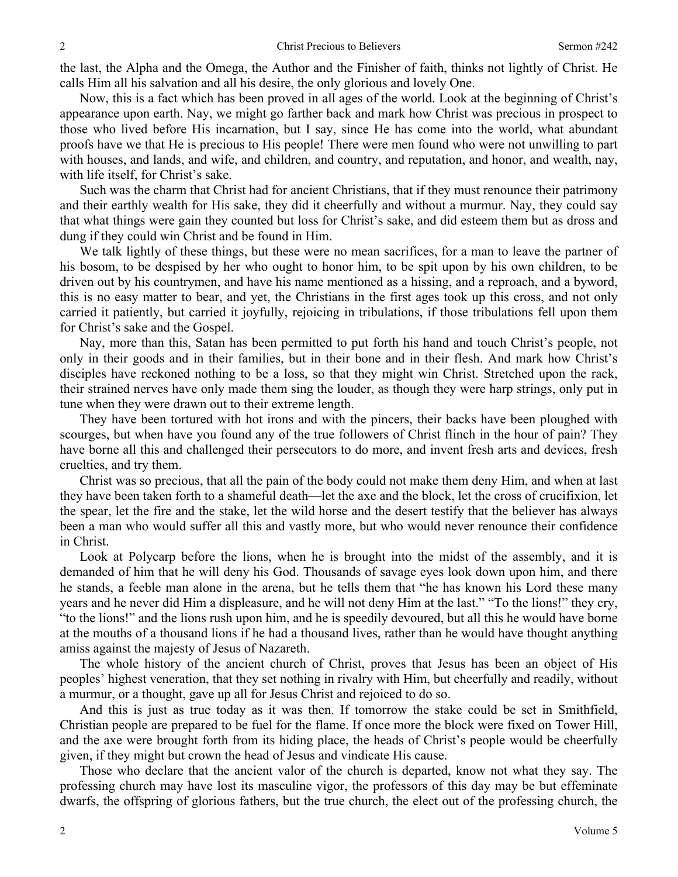the last, the Alpha and the Omega, the Author and the Finisher of faith, thinks not lightly of Christ. He calls Him all his salvation and all his desire, the only glorious and lovely One.

Now, this is a fact which has been proved in all ages of the world. Look at the beginning of Christ's appearance upon earth. Nay, we might go farther back and mark how Christ was precious in prospect to those who lived before His incarnation, but I say, since He has come into the world, what abundant proofs have we that He is precious to His people! There were men found who were not unwilling to part with houses, and lands, and wife, and children, and country, and reputation, and honor, and wealth, nay, with life itself, for Christ's sake.

Such was the charm that Christ had for ancient Christians, that if they must renounce their patrimony and their earthly wealth for His sake, they did it cheerfully and without a murmur. Nay, they could say that what things were gain they counted but loss for Christ's sake, and did esteem them but as dross and dung if they could win Christ and be found in Him.

We talk lightly of these things, but these were no mean sacrifices, for a man to leave the partner of his bosom, to be despised by her who ought to honor him, to be spit upon by his own children, to be driven out by his countrymen, and have his name mentioned as a hissing, and a reproach, and a byword, this is no easy matter to bear, and yet, the Christians in the first ages took up this cross, and not only carried it patiently, but carried it joyfully, rejoicing in tribulations, if those tribulations fell upon them for Christ's sake and the Gospel.

Nay, more than this, Satan has been permitted to put forth his hand and touch Christ's people, not only in their goods and in their families, but in their bone and in their flesh. And mark how Christ's disciples have reckoned nothing to be a loss, so that they might win Christ. Stretched upon the rack, their strained nerves have only made them sing the louder, as though they were harp strings, only put in tune when they were drawn out to their extreme length.

They have been tortured with hot irons and with the pincers, their backs have been ploughed with scourges, but when have you found any of the true followers of Christ flinch in the hour of pain? They have borne all this and challenged their persecutors to do more, and invent fresh arts and devices, fresh cruelties, and try them.

Christ was so precious, that all the pain of the body could not make them deny Him, and when at last they have been taken forth to a shameful death—let the axe and the block, let the cross of crucifixion, let the spear, let the fire and the stake, let the wild horse and the desert testify that the believer has always been a man who would suffer all this and vastly more, but who would never renounce their confidence in Christ.

Look at Polycarp before the lions, when he is brought into the midst of the assembly, and it is demanded of him that he will deny his God. Thousands of savage eyes look down upon him, and there he stands, a feeble man alone in the arena, but he tells them that "he has known his Lord these many years and he never did Him a displeasure, and he will not deny Him at the last." "To the lions!" they cry, "to the lions!" and the lions rush upon him, and he is speedily devoured, but all this he would have borne at the mouths of a thousand lions if he had a thousand lives, rather than he would have thought anything amiss against the majesty of Jesus of Nazareth.

The whole history of the ancient church of Christ, proves that Jesus has been an object of His peoples' highest veneration, that they set nothing in rivalry with Him, but cheerfully and readily, without a murmur, or a thought, gave up all for Jesus Christ and rejoiced to do so.

And this is just as true today as it was then. If tomorrow the stake could be set in Smithfield, Christian people are prepared to be fuel for the flame. If once more the block were fixed on Tower Hill, and the axe were brought forth from its hiding place, the heads of Christ's people would be cheerfully given, if they might but crown the head of Jesus and vindicate His cause.

Those who declare that the ancient valor of the church is departed, know not what they say. The professing church may have lost its masculine vigor, the professors of this day may be but effeminate dwarfs, the offspring of glorious fathers, but the true church, the elect out of the professing church, the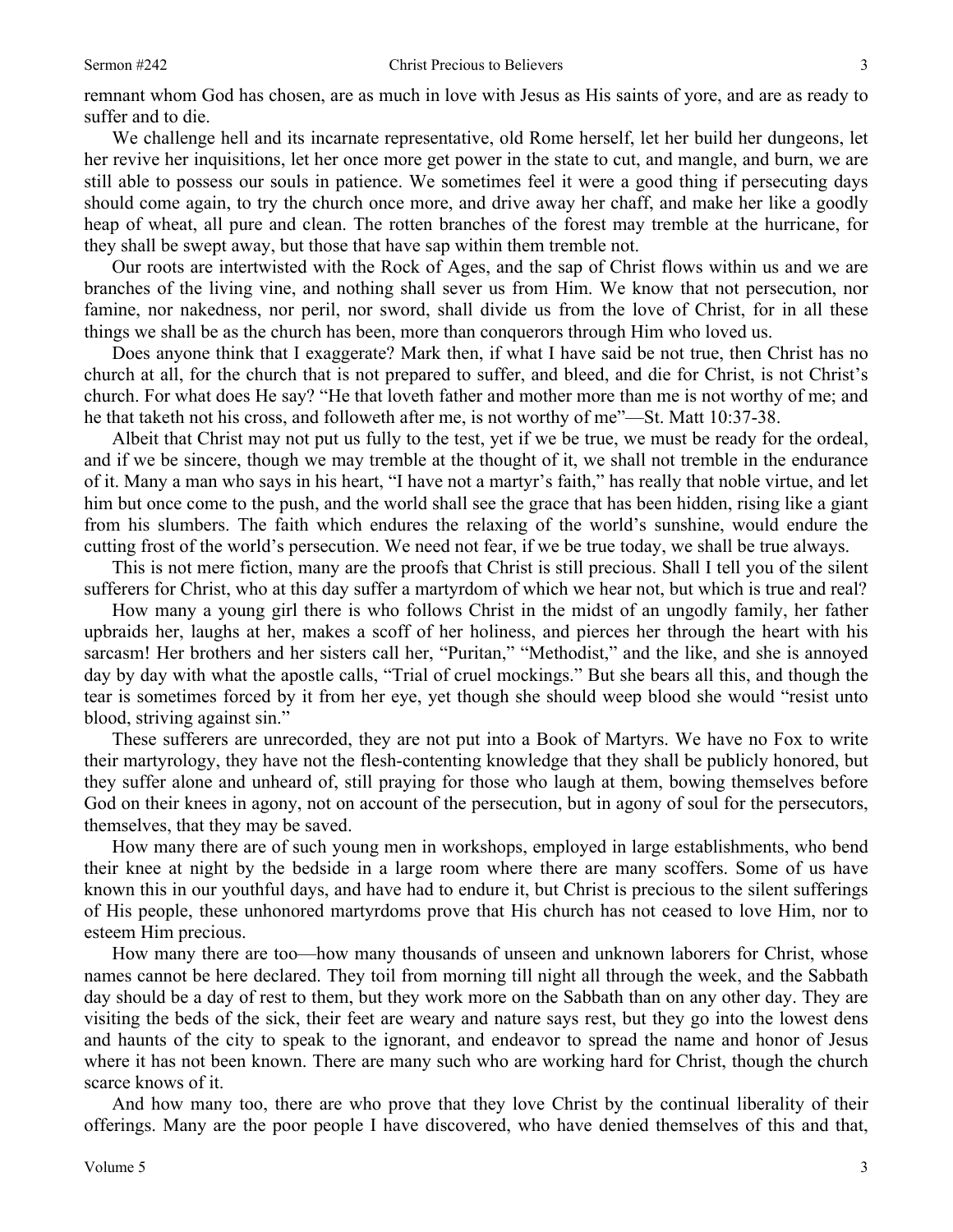remnant whom God has chosen, are as much in love with Jesus as His saints of yore, and are as ready to suffer and to die.

We challenge hell and its incarnate representative, old Rome herself, let her build her dungeons, let her revive her inquisitions, let her once more get power in the state to cut, and mangle, and burn, we are still able to possess our souls in patience. We sometimes feel it were a good thing if persecuting days should come again, to try the church once more, and drive away her chaff, and make her like a goodly heap of wheat, all pure and clean. The rotten branches of the forest may tremble at the hurricane, for they shall be swept away, but those that have sap within them tremble not.

Our roots are intertwisted with the Rock of Ages, and the sap of Christ flows within us and we are branches of the living vine, and nothing shall sever us from Him. We know that not persecution, nor famine, nor nakedness, nor peril, nor sword, shall divide us from the love of Christ, for in all these things we shall be as the church has been, more than conquerors through Him who loved us.

Does anyone think that I exaggerate? Mark then, if what I have said be not true, then Christ has no church at all, for the church that is not prepared to suffer, and bleed, and die for Christ, is not Christ's church. For what does He say? "He that loveth father and mother more than me is not worthy of me; and he that taketh not his cross, and followeth after me, is not worthy of me"—St. Matt 10:37-38.

Albeit that Christ may not put us fully to the test, yet if we be true, we must be ready for the ordeal, and if we be sincere, though we may tremble at the thought of it, we shall not tremble in the endurance of it. Many a man who says in his heart, "I have not a martyr's faith," has really that noble virtue, and let him but once come to the push, and the world shall see the grace that has been hidden, rising like a giant from his slumbers. The faith which endures the relaxing of the world's sunshine, would endure the cutting frost of the world's persecution. We need not fear, if we be true today, we shall be true always.

This is not mere fiction, many are the proofs that Christ is still precious. Shall I tell you of the silent sufferers for Christ, who at this day suffer a martyrdom of which we hear not, but which is true and real?

How many a young girl there is who follows Christ in the midst of an ungodly family, her father upbraids her, laughs at her, makes a scoff of her holiness, and pierces her through the heart with his sarcasm! Her brothers and her sisters call her, "Puritan," "Methodist," and the like, and she is annoyed day by day with what the apostle calls, "Trial of cruel mockings." But she bears all this, and though the tear is sometimes forced by it from her eye, yet though she should weep blood she would "resist unto blood, striving against sin."

These sufferers are unrecorded, they are not put into a Book of Martyrs. We have no Fox to write their martyrology, they have not the flesh-contenting knowledge that they shall be publicly honored, but they suffer alone and unheard of, still praying for those who laugh at them, bowing themselves before God on their knees in agony, not on account of the persecution, but in agony of soul for the persecutors, themselves, that they may be saved.

How many there are of such young men in workshops, employed in large establishments, who bend their knee at night by the bedside in a large room where there are many scoffers. Some of us have known this in our youthful days, and have had to endure it, but Christ is precious to the silent sufferings of His people, these unhonored martyrdoms prove that His church has not ceased to love Him, nor to esteem Him precious.

How many there are too—how many thousands of unseen and unknown laborers for Christ, whose names cannot be here declared. They toil from morning till night all through the week, and the Sabbath day should be a day of rest to them, but they work more on the Sabbath than on any other day. They are visiting the beds of the sick, their feet are weary and nature says rest, but they go into the lowest dens and haunts of the city to speak to the ignorant, and endeavor to spread the name and honor of Jesus where it has not been known. There are many such who are working hard for Christ, though the church scarce knows of it.

And how many too, there are who prove that they love Christ by the continual liberality of their offerings. Many are the poor people I have discovered, who have denied themselves of this and that,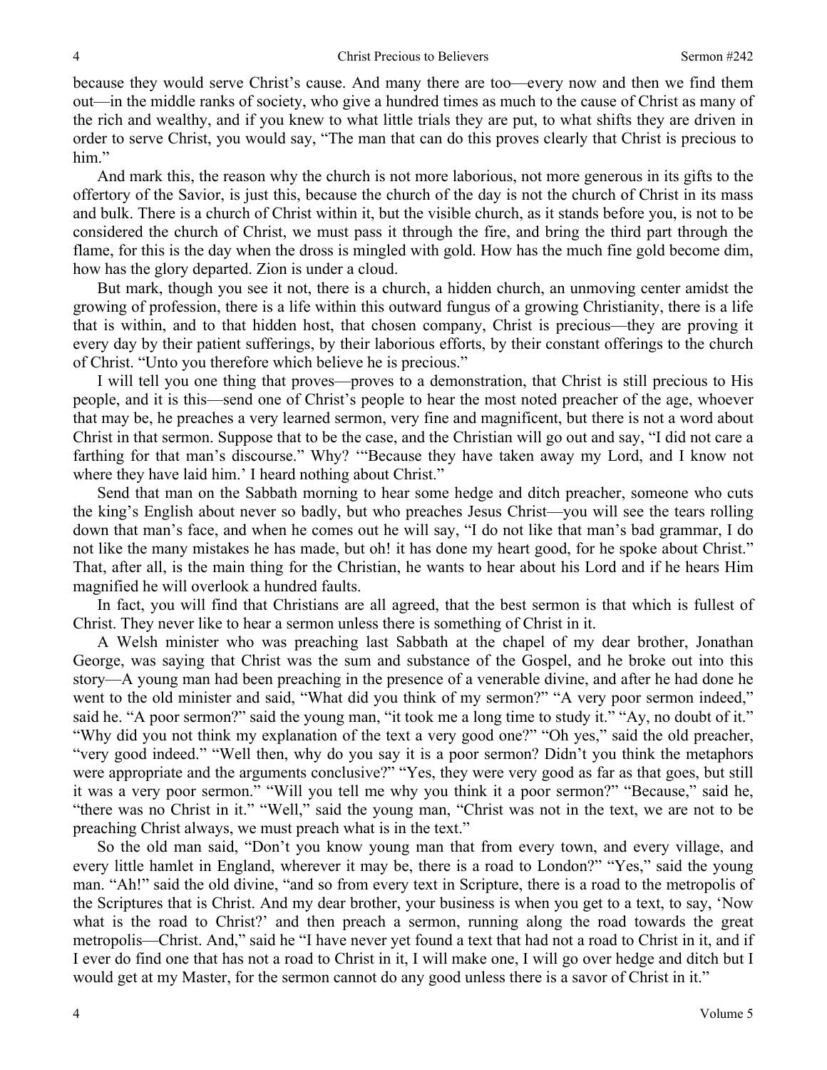because they would serve Christ's cause. And many there are too—every now and then we find them out—in the middle ranks of society, who give a hundred times as much to the cause of Christ as many of the rich and wealthy, and if you knew to what little trials they are put, to what shifts they are driven in order to serve Christ, you would say, "The man that can do this proves clearly that Christ is precious to him."

And mark this, the reason why the church is not more laborious, not more generous in its gifts to the offertory of the Savior, is just this, because the church of the day is not the church of Christ in its mass and bulk. There is a church of Christ within it, but the visible church, as it stands before you, is not to be considered the church of Christ, we must pass it through the fire, and bring the third part through the flame, for this is the day when the dross is mingled with gold. How has the much fine gold become dim, how has the glory departed. Zion is under a cloud.

But mark, though you see it not, there is a church, a hidden church, an unmoving center amidst the growing of profession, there is a life within this outward fungus of a growing Christianity, there is a life that is within, and to that hidden host, that chosen company, Christ is precious—they are proving it every day by their patient sufferings, by their laborious efforts, by their constant offerings to the church of Christ. "Unto you therefore which believe he is precious."

I will tell you one thing that proves—proves to a demonstration, that Christ is still precious to His people, and it is this—send one of Christ's people to hear the most noted preacher of the age, whoever that may be, he preaches a very learned sermon, very fine and magnificent, but there is not a word about Christ in that sermon. Suppose that to be the case, and the Christian will go out and say, "I did not care a farthing for that man's discourse." Why? '"Because they have taken away my Lord, and I know not where they have laid him.' I heard nothing about Christ."

Send that man on the Sabbath morning to hear some hedge and ditch preacher, someone who cuts the king's English about never so badly, but who preaches Jesus Christ—you will see the tears rolling down that man's face, and when he comes out he will say, "I do not like that man's bad grammar, I do not like the many mistakes he has made, but oh! it has done my heart good, for he spoke about Christ." That, after all, is the main thing for the Christian, he wants to hear about his Lord and if he hears Him magnified he will overlook a hundred faults.

In fact, you will find that Christians are all agreed, that the best sermon is that which is fullest of Christ. They never like to hear a sermon unless there is something of Christ in it.

A Welsh minister who was preaching last Sabbath at the chapel of my dear brother, Jonathan George, was saying that Christ was the sum and substance of the Gospel, and he broke out into this story—A young man had been preaching in the presence of a venerable divine, and after he had done he went to the old minister and said, "What did you think of my sermon?" "A very poor sermon indeed," said he. "A poor sermon?" said the young man, "it took me a long time to study it." "Ay, no doubt of it." "Why did you not think my explanation of the text a very good one?" "Oh yes," said the old preacher, "very good indeed." "Well then, why do you say it is a poor sermon? Didn't you think the metaphors were appropriate and the arguments conclusive?" "Yes, they were very good as far as that goes, but still it was a very poor sermon." "Will you tell me why you think it a poor sermon?" "Because," said he, "there was no Christ in it." "Well," said the young man, "Christ was not in the text, we are not to be preaching Christ always, we must preach what is in the text."

So the old man said, "Don't you know young man that from every town, and every village, and every little hamlet in England, wherever it may be, there is a road to London?" "Yes," said the young man. "Ah!" said the old divine, "and so from every text in Scripture, there is a road to the metropolis of the Scriptures that is Christ. And my dear brother, your business is when you get to a text, to say, 'Now what is the road to Christ?' and then preach a sermon, running along the road towards the great metropolis—Christ. And," said he "I have never yet found a text that had not a road to Christ in it, and if I ever do find one that has not a road to Christ in it, I will make one, I will go over hedge and ditch but I would get at my Master, for the sermon cannot do any good unless there is a savor of Christ in it."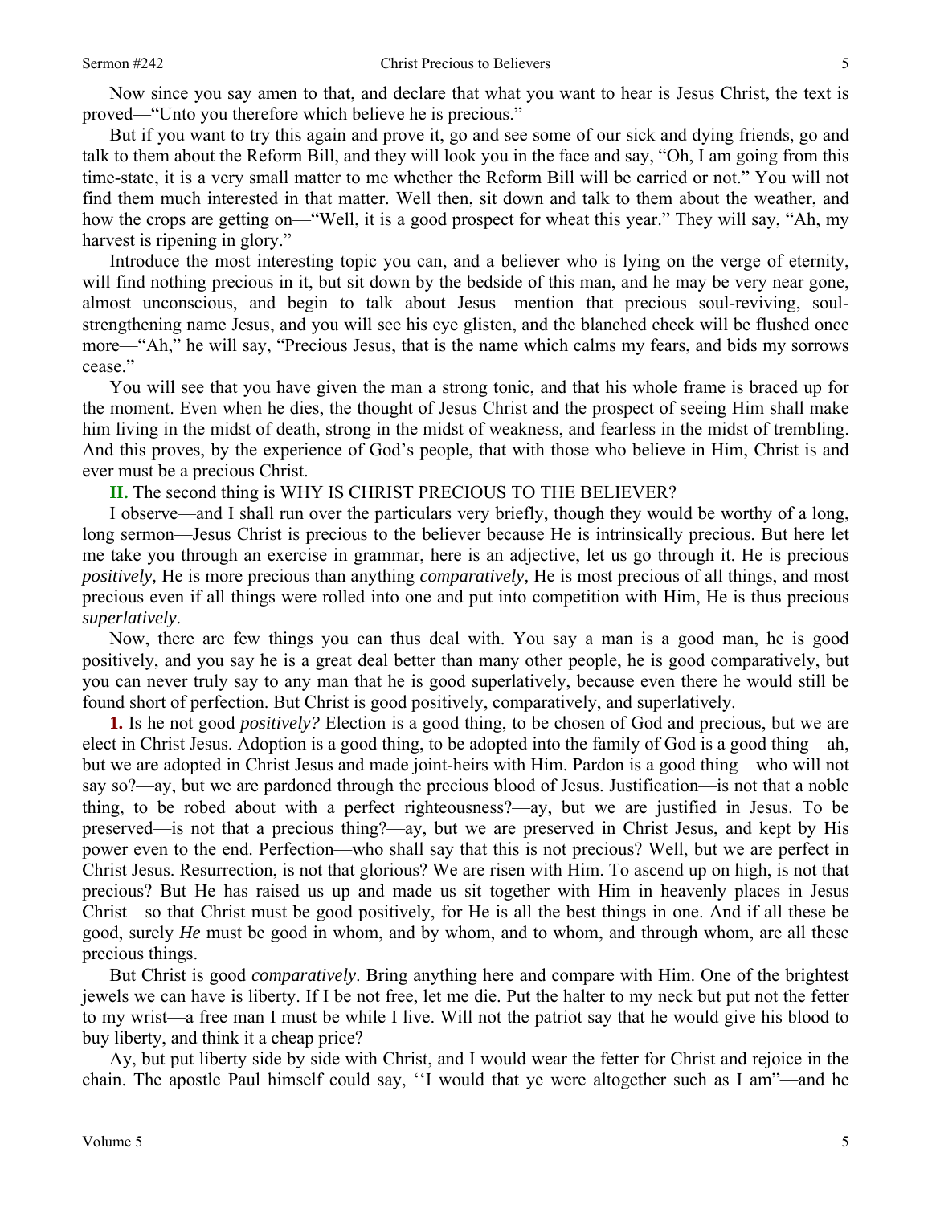Now since you say amen to that, and declare that what you want to hear is Jesus Christ, the text is proved—"Unto you therefore which believe he is precious."

But if you want to try this again and prove it, go and see some of our sick and dying friends, go and talk to them about the Reform Bill, and they will look you in the face and say, "Oh, I am going from this time-state, it is a very small matter to me whether the Reform Bill will be carried or not." You will not find them much interested in that matter. Well then, sit down and talk to them about the weather, and how the crops are getting on—"Well, it is a good prospect for wheat this year." They will say, "Ah, my harvest is ripening in glory."

Introduce the most interesting topic you can, and a believer who is lying on the verge of eternity, will find nothing precious in it, but sit down by the bedside of this man, and he may be very near gone, almost unconscious, and begin to talk about Jesus—mention that precious soul-reviving, soul-strengthening name Jesus, and you will see his eye glisten, and the blanched cheek will be flushed once more—"Ah," he will say, "Precious Jesus, that is the name which calms my fears, and bids my sorrows cease."

You will see that you have given the man a strong tonic, and that his whole frame is braced up for the moment. Even when he dies, the thought of Jesus Christ and the prospect of seeing Him shall make him living in the midst of death, strong in the midst of weakness, and fearless in the midst of trembling. And this proves, by the experience of God's people, that with those who believe in Him, Christ is and ever must be a precious Christ.

**II.** The second thing is WHY IS CHRIST PRECIOUS TO THE BELIEVER?

I observe—and I shall run over the particulars very briefly, though they would be worthy of a long, long sermon—Jesus Christ is precious to the believer because He is intrinsically precious. But here let me take you through an exercise in grammar, here is an adjective, let us go through it. He is precious *positively,* He is more precious than anything *comparatively,* He is most precious of all things, and most precious even if all things were rolled into one and put into competition with Him, He is thus precious *superlatively*.

Now, there are few things you can thus deal with. You say a man is a good man, he is good positively, and you say he is a great deal better than many other people, he is good comparatively, but you can never truly say to any man that he is good superlatively, because even there he would still be found short of perfection. But Christ is good positively, comparatively, and superlatively.

**1.** Is he not good *positively?* Election is a good thing, to be chosen of God and precious, but we are elect in Christ Jesus. Adoption is a good thing, to be adopted into the family of God is a good thing—ah, but we are adopted in Christ Jesus and made joint-heirs with Him. Pardon is a good thing—who will not say so?—ay, but we are pardoned through the precious blood of Jesus. Justification—is not that a noble thing, to be robed about with a perfect righteousness?—ay, but we are justified in Jesus. To be preserved—is not that a precious thing?—ay, but we are preserved in Christ Jesus, and kept by His power even to the end. Perfection—who shall say that this is not precious? Well, but we are perfect in Christ Jesus. Resurrection, is not that glorious? We are risen with Him. To ascend up on high, is not that precious? But He has raised us up and made us sit together with Him in heavenly places in Jesus Christ—so that Christ must be good positively, for He is all the best things in one. And if all these be good, surely *He* must be good in whom, and by whom, and to whom, and through whom, are all these precious things.

But Christ is good *comparatively*. Bring anything here and compare with Him. One of the brightest jewels we can have is liberty. If I be not free, let me die. Put the halter to my neck but put not the fetter to my wrist—a free man I must be while I live. Will not the patriot say that he would give his blood to buy liberty, and think it a cheap price?

Ay, but put liberty side by side with Christ, and I would wear the fetter for Christ and rejoice in the chain. The apostle Paul himself could say, "I would that ye were altogether such as I am"—and he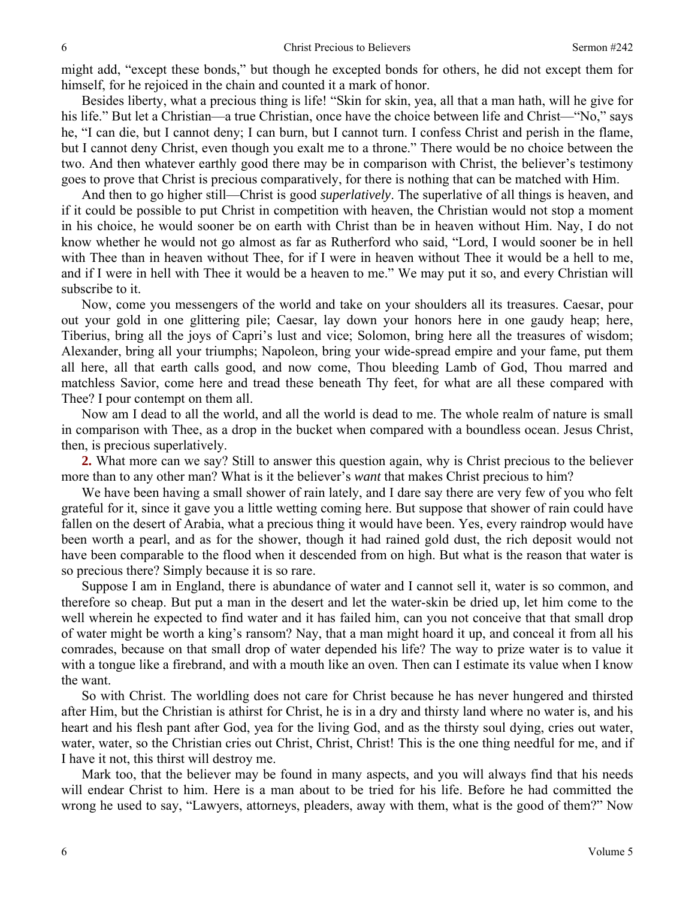might add, "except these bonds," but though he excepted bonds for others, he did not except them for himself, for he rejoiced in the chain and counted it a mark of honor.

Besides liberty, what a precious thing is life! "Skin for skin, yea, all that a man hath, will he give for his life." But let a Christian—a true Christian, once have the choice between life and Christ—"No," says he, "I can die, but I cannot deny; I can burn, but I cannot turn. I confess Christ and perish in the flame, but I cannot deny Christ, even though you exalt me to a throne." There would be no choice between the two. And then whatever earthly good there may be in comparison with Christ, the believer's testimony goes to prove that Christ is precious comparatively, for there is nothing that can be matched with Him.

And then to go higher still—Christ is good *superlatively*. The superlative of all things is heaven, and if it could be possible to put Christ in competition with heaven, the Christian would not stop a moment in his choice, he would sooner be on earth with Christ than be in heaven without Him. Nay, I do not know whether he would not go almost as far as Rutherford who said, "Lord, I would sooner be in hell with Thee than in heaven without Thee, for if I were in heaven without Thee it would be a hell to me, and if I were in hell with Thee it would be a heaven to me." We may put it so, and every Christian will subscribe to it.

Now, come you messengers of the world and take on your shoulders all its treasures. Caesar, pour out your gold in one glittering pile; Caesar, lay down your honors here in one gaudy heap; here, Tiberius, bring all the joys of Capri's lust and vice; Solomon, bring here all the treasures of wisdom; Alexander, bring all your triumphs; Napoleon, bring your wide-spread empire and your fame, put them all here, all that earth calls good, and now come, Thou bleeding Lamb of God, Thou marred and matchless Savior, come here and tread these beneath Thy feet, for what are all these compared with Thee? I pour contempt on them all.

Now am I dead to all the world, and all the world is dead to me. The whole realm of nature is small in comparison with Thee, as a drop in the bucket when compared with a boundless ocean. Jesus Christ, then, is precious superlatively.

**2.** What more can we say? Still to answer this question again, why is Christ precious to the believer more than to any other man? What is it the believer's *want* that makes Christ precious to him?

We have been having a small shower of rain lately, and I dare say there are very few of you who felt grateful for it, since it gave you a little wetting coming here. But suppose that shower of rain could have fallen on the desert of Arabia, what a precious thing it would have been. Yes, every raindrop would have been worth a pearl, and as for the shower, though it had rained gold dust, the rich deposit would not have been comparable to the flood when it descended from on high. But what is the reason that water is so precious there? Simply because it is so rare.

Suppose I am in England, there is abundance of water and I cannot sell it, water is so common, and therefore so cheap. But put a man in the desert and let the water-skin be dried up, let him come to the well wherein he expected to find water and it has failed him, can you not conceive that that small drop of water might be worth a king's ransom? Nay, that a man might hoard it up, and conceal it from all his comrades, because on that small drop of water depended his life? The way to prize water is to value it with a tongue like a firebrand, and with a mouth like an oven. Then can I estimate its value when I know the want.

So with Christ. The worldling does not care for Christ because he has never hungered and thirsted after Him, but the Christian is athirst for Christ, he is in a dry and thirsty land where no water is, and his heart and his flesh pant after God, yea for the living God, and as the thirsty soul dying, cries out water, water, water, so the Christian cries out Christ, Christ, Christ! This is the one thing needful for me, and if I have it not, this thirst will destroy me.

Mark too, that the believer may be found in many aspects, and you will always find that his needs will endear Christ to him. Here is a man about to be tried for his life. Before he had committed the wrong he used to say, "Lawyers, attorneys, pleaders, away with them, what is the good of them?" Now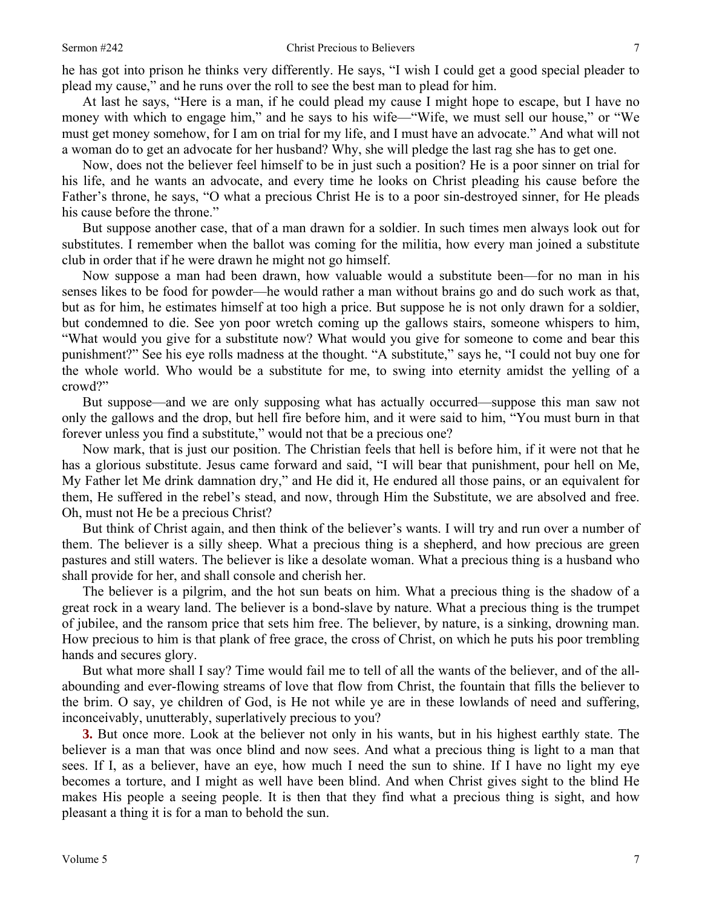he has got into prison he thinks very differently. He says, "I wish I could get a good special pleader to plead my cause," and he runs over the roll to see the best man to plead for him.

At last he says, "Here is a man, if he could plead my cause I might hope to escape, but I have no money with which to engage him," and he says to his wife—"Wife, we must sell our house," or "We must get money somehow, for I am on trial for my life, and I must have an advocate." And what will not a woman do to get an advocate for her husband? Why, she will pledge the last rag she has to get one.

Now, does not the believer feel himself to be in just such a position? He is a poor sinner on trial for his life, and he wants an advocate, and every time he looks on Christ pleading his cause before the Father's throne, he says, "O what a precious Christ He is to a poor sin-destroyed sinner, for He pleads his cause before the throne."

But suppose another case, that of a man drawn for a soldier. In such times men always look out for substitutes. I remember when the ballot was coming for the militia, how every man joined a substitute club in order that if he were drawn he might not go himself.

Now suppose a man had been drawn, how valuable would a substitute been—for no man in his senses likes to be food for powder—he would rather a man without brains go and do such work as that, but as for him, he estimates himself at too high a price. But suppose he is not only drawn for a soldier, but condemned to die. See yon poor wretch coming up the gallows stairs, someone whispers to him, "What would you give for a substitute now? What would you give for someone to come and bear this punishment?" See his eye rolls madness at the thought. "A substitute," says he, "I could not buy one for the whole world. Who would be a substitute for me, to swing into eternity amidst the yelling of a crowd?"

But suppose—and we are only supposing what has actually occurred—suppose this man saw not only the gallows and the drop, but hell fire before him, and it were said to him, "You must burn in that forever unless you find a substitute," would not that be a precious one?

Now mark, that is just our position. The Christian feels that hell is before him, if it were not that he has a glorious substitute. Jesus came forward and said, "I will bear that punishment, pour hell on Me, My Father let Me drink damnation dry," and He did it, He endured all those pains, or an equivalent for them, He suffered in the rebel's stead, and now, through Him the Substitute, we are absolved and free. Oh, must not He be a precious Christ?

But think of Christ again, and then think of the believer's wants. I will try and run over a number of them. The believer is a silly sheep. What a precious thing is a shepherd, and how precious are green pastures and still waters. The believer is like a desolate woman. What a precious thing is a husband who shall provide for her, and shall console and cherish her.

The believer is a pilgrim, and the hot sun beats on him. What a precious thing is the shadow of a great rock in a weary land. The believer is a bond-slave by nature. What a precious thing is the trumpet of jubilee, and the ransom price that sets him free. The believer, by nature, is a sinking, drowning man. How precious to him is that plank of free grace, the cross of Christ, on which he puts his poor trembling hands and secures glory.

But what more shall I say? Time would fail me to tell of all the wants of the believer, and of the all-abounding and ever-flowing streams of love that flow from Christ, the fountain that fills the believer to the brim. O say, ye children of God, is He not while ye are in these lowlands of need and suffering, inconceivably, unutterably, superlatively precious to you?

**3.** But once more. Look at the believer not only in his wants, but in his highest earthly state. The believer is a man that was once blind and now sees. And what a precious thing is light to a man that sees. If I, as a believer, have an eye, how much I need the sun to shine. If I have no light my eye becomes a torture, and I might as well have been blind. And when Christ gives sight to the blind He makes His people a seeing people. It is then that they find what a precious thing is sight, and how pleasant a thing it is for a man to behold the sun.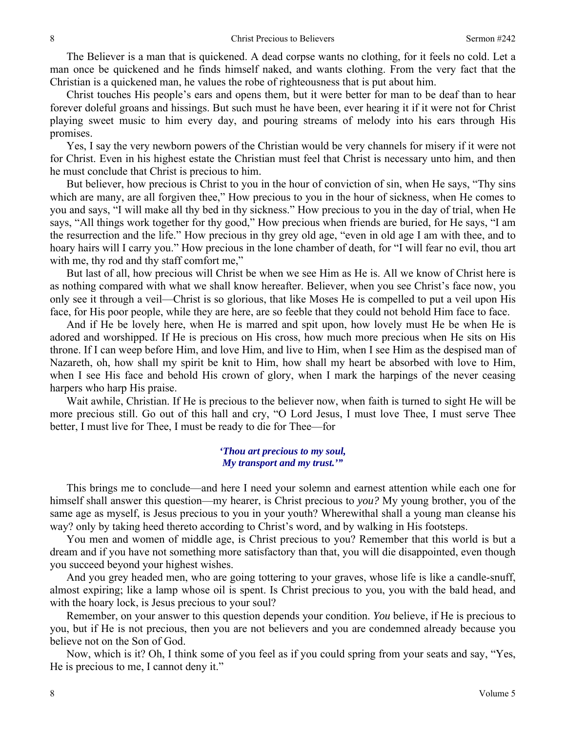The Believer is a man that is quickened. A dead corpse wants no clothing, for it feels no cold. Let a man once be quickened and he finds himself naked, and wants clothing. From the very fact that the Christian is a quickened man, he values the robe of righteousness that is put about him.

Christ touches His people's ears and opens them, but it were better for man to be deaf than to hear forever doleful groans and hissings. But such must he have been, ever hearing it if it were not for Christ playing sweet music to him every day, and pouring streams of melody into his ears through His promises.

Yes, I say the very newborn powers of the Christian would be very channels for misery if it were not for Christ. Even in his highest estate the Christian must feel that Christ is necessary unto him, and then he must conclude that Christ is precious to him.

But believer, how precious is Christ to you in the hour of conviction of sin, when He says, "Thy sins which are many, are all forgiven thee," How precious to you in the hour of sickness, when He comes to you and says, "I will make all thy bed in thy sickness." How precious to you in the day of trial, when He says, "All things work together for thy good," How precious when friends are buried, for He says, "I am the resurrection and the life." How precious in thy grey old age, "even in old age I am with thee, and to hoary hairs will I carry you." How precious in the lone chamber of death, for "I will fear no evil, thou art with me, thy rod and thy staff comfort me,"

But last of all, how precious will Christ be when we see Him as He is. All we know of Christ here is as nothing compared with what we shall know hereafter. Believer, when you see Christ's face now, you only see it through a veil—Christ is so glorious, that like Moses He is compelled to put a veil upon His face, for His poor people, while they are here, are so feeble that they could not behold Him face to face.

And if He be lovely here, when He is marred and spit upon, how lovely must He be when He is adored and worshipped. If He is precious on His cross, how much more precious when He sits on His throne. If I can weep before Him, and love Him, and live to Him, when I see Him as the despised man of Nazareth, oh, how shall my spirit be knit to Him, how shall my heart be absorbed with love to Him, when I see His face and behold His crown of glory, when I mark the harpings of the never ceasing harpers who harp His praise.

Wait awhile, Christian. If He is precious to the believer now, when faith is turned to sight He will be more precious still. Go out of this hall and cry, "O Lord Jesus, I must love Thee, I must serve Thee better, I must live for Thee, I must be ready to die for Thee—for

*'Thou art precious to my soul,*
*My transport and my trust.'"*

This brings me to conclude—and here I need your solemn and earnest attention while each one for himself shall answer this question—my hearer, is Christ precious to *you?* My young brother, you of the same age as myself, is Jesus precious to you in your youth? Wherewithal shall a young man cleanse his way? only by taking heed thereto according to Christ's word, and by walking in His footsteps.

You men and women of middle age, is Christ precious to you? Remember that this world is but a dream and if you have not something more satisfactory than that, you will die disappointed, even though you succeed beyond your highest wishes.

And you grey headed men, who are going tottering to your graves, whose life is like a candle-snuff, almost expiring; like a lamp whose oil is spent. Is Christ precious to you, you with the bald head, and with the hoary lock, is Jesus precious to your soul?

Remember, on your answer to this question depends your condition. *You* believe, if He is precious to you, but if He is not precious, then you are not believers and you are condemned already because you believe not on the Son of God.

Now, which is it? Oh, I think some of you feel as if you could spring from your seats and say, "Yes, He is precious to me, I cannot deny it."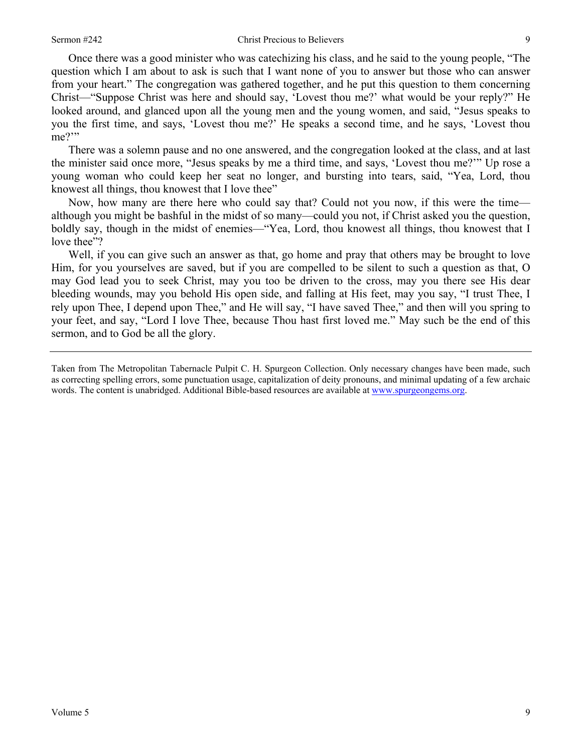Once there was a good minister who was catechizing his class, and he said to the young people, "The question which I am about to ask is such that I want none of you to answer but those who can answer from your heart." The congregation was gathered together, and he put this question to them concerning Christ—"Suppose Christ was here and should say, 'Lovest thou me?' what would be your reply?" He looked around, and glanced upon all the young men and the young women, and said, "Jesus speaks to you the first time, and says, 'Lovest thou me?' He speaks a second time, and he says, 'Lovest thou me?'"

There was a solemn pause and no one answered, and the congregation looked at the class, and at last the minister said once more, "Jesus speaks by me a third time, and says, 'Lovest thou me?'" Up rose a young woman who could keep her seat no longer, and bursting into tears, said, "Yea, Lord, thou knowest all things, thou knowest that I love thee"

Now, how many are there here who could say that? Could not you now, if this were the time—although you might be bashful in the midst of so many—could you not, if Christ asked you the question, boldly say, though in the midst of enemies—"Yea, Lord, thou knowest all things, thou knowest that I love thee"?

Well, if you can give such an answer as that, go home and pray that others may be brought to love Him, for you yourselves are saved, but if you are compelled to be silent to such a question as that, O may God lead you to seek Christ, may you too be driven to the cross, may you there see His dear bleeding wounds, may you behold His open side, and falling at His feet, may you say, "I trust Thee, I rely upon Thee, I depend upon Thee," and He will say, "I have saved Thee," and then will you spring to your feet, and say, "Lord I love Thee, because Thou hast first loved me." May such be the end of this sermon, and to God be all the glory.

---

Taken from The Metropolitan Tabernacle Pulpit C. H. Spurgeon Collection. Only necessary changes have been made, such as correcting spelling errors, some punctuation usage, capitalization of deity pronouns, and minimal updating of a few archaic words. The content is unabridged. Additional Bible-based resources are available at www.spurgeongems.org.